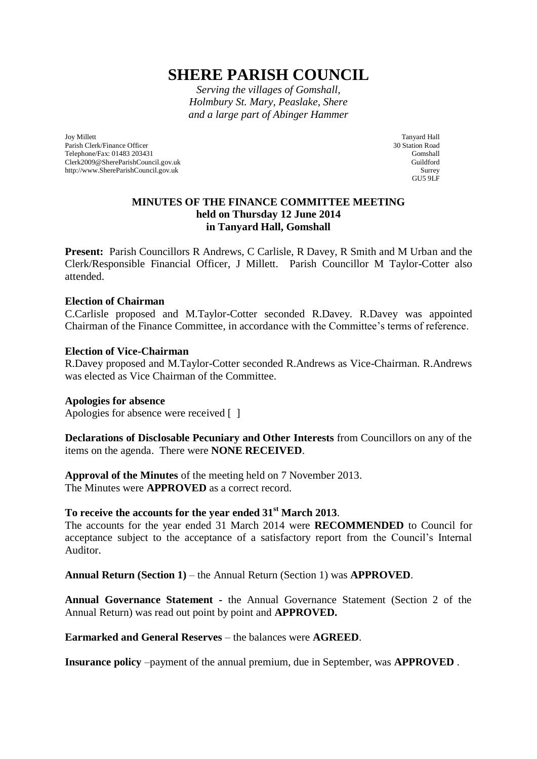# SHERE PARISH COUNCIL

*Serving the villages of Gomshall,*
*Holmbury St. Mary, Peaslake, Shere*
*and a large part of Abinger Hammer*

Joy Millett
Parish Clerk/Finance Officer
Telephone/Fax: 01483 203431
Clerk2009@ShereParishCouncil.gov.uk
http://www.ShereParishCouncil.gov.uk

Tanyard Hall
30 Station Road
Gomshall
Guildford
Surrey
GU5 9LF

### MINUTES OF THE FINANCE COMMITTEE MEETING
### held on Thursday 12 June 2014
### in Tanyard Hall, Gomshall

**Present:** Parish Councillors R Andrews, C Carlisle, R Davey, R Smith and M Urban and the Clerk/Responsible Financial Officer, J Millett. Parish Councillor M Taylor-Cotter also attended.

**Election of Chairman**
C.Carlisle proposed and M.Taylor-Cotter seconded R.Davey. R.Davey was appointed Chairman of the Finance Committee, in accordance with the Committee's terms of reference.

**Election of Vice-Chairman**
R.Davey proposed and M.Taylor-Cotter seconded R.Andrews as Vice-Chairman. R.Andrews was elected as Vice Chairman of the Committee.

**Apologies for absence**
Apologies for absence were received [ ]

**Declarations of Disclosable Pecuniary and Other Interests** from Councillors on any of the items on the agenda. There were **NONE RECEIVED**.

**Approval of the Minutes** of the meeting held on 7 November 2013.
The Minutes were **APPROVED** as a correct record.

**To receive the accounts for the year ended 31st March 2013**.
The accounts for the year ended 31 March 2014 were **RECOMMENDED** to Council for acceptance subject to the acceptance of a satisfactory report from the Council's Internal Auditor.

**Annual Return (Section 1)** – the Annual Return (Section 1) was **APPROVED**.

**Annual Governance Statement -** the Annual Governance Statement (Section 2 of the Annual Return) was read out point by point and **APPROVED.**

**Earmarked and General Reserves** – the balances were **AGREED**.

**Insurance policy** –payment of the annual premium, due in September, was **APPROVED** .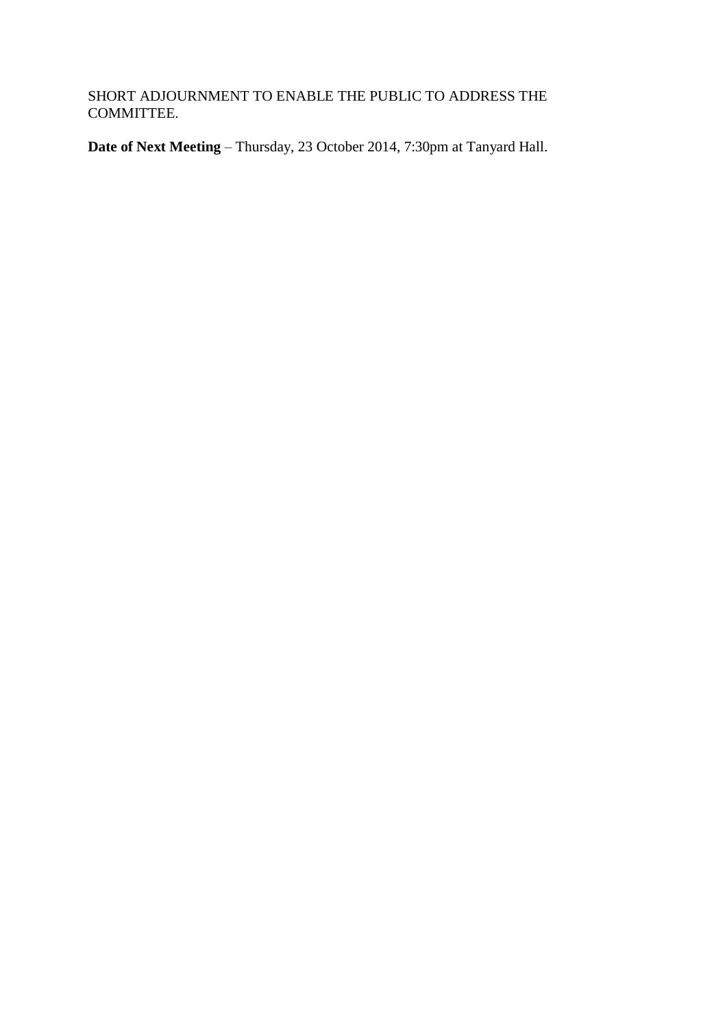SHORT ADJOURNMENT TO ENABLE THE PUBLIC TO ADDRESS THE COMMITTEE.

**Date of Next Meeting** – Thursday, 23 October 2014, 7:30pm at Tanyard Hall.